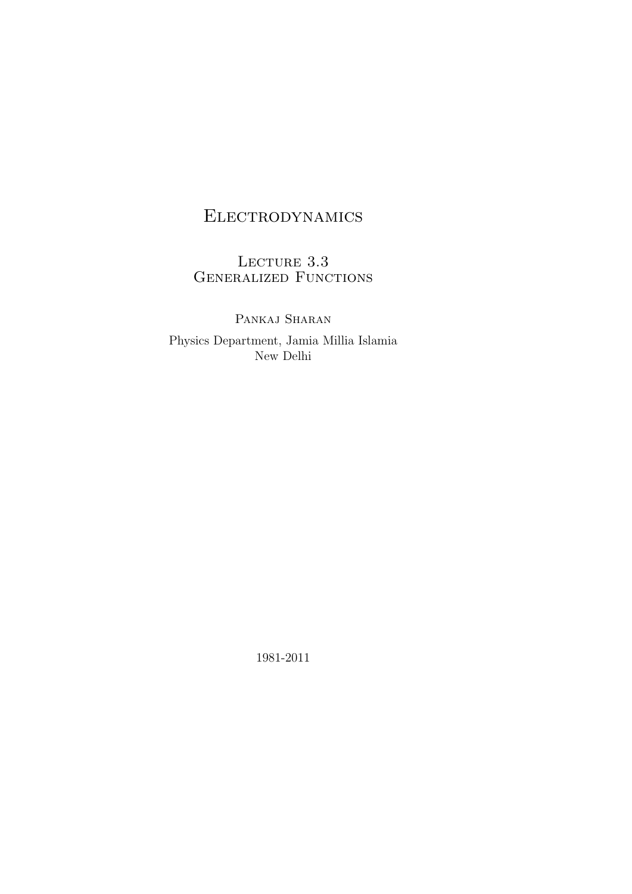# Electrodynamics

## Lecture 3.3
## Generalized Functions

Pankaj Sharan

Physics Department, Jamia Millia Islamia
New Delhi

1981-2011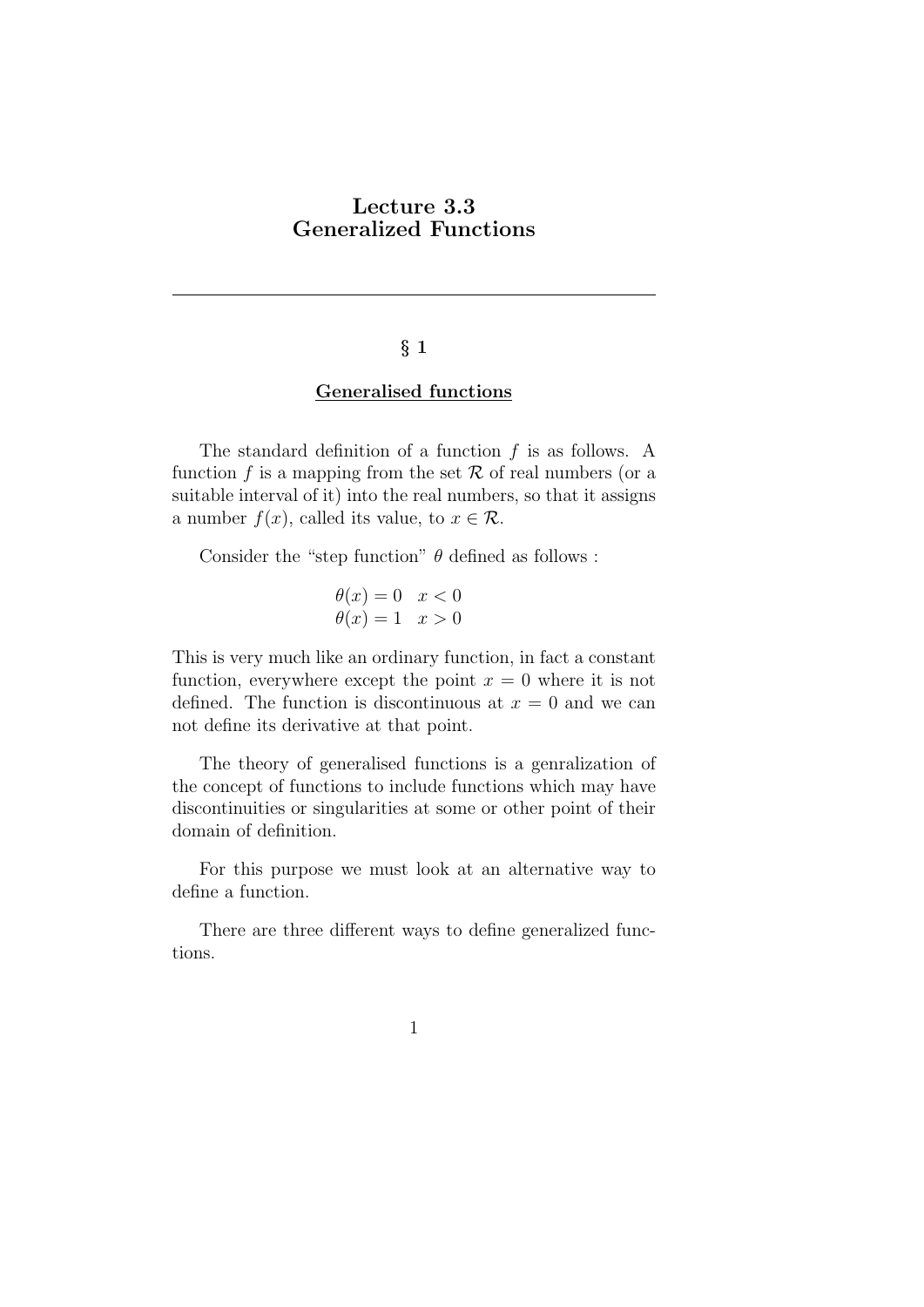# Lecture 3.3
# Generalized Functions

---

## § 1

### Generalised functions

The standard definition of a function $f$ is as follows. A function $f$ is a mapping from the set $\mathcal{R}$ of real numbers (or a suitable interval of it) into the real numbers, so that it assigns a number $f(x)$, called its value, to $x \in \mathcal{R}$.

Consider the "step function" $\theta$ defined as follows :

$$
\begin{aligned}
\theta(x) &= 0 \quad x < 0 \\
\theta(x) &= 1 \quad x > 0
\end{aligned}
$$

This is very much like an ordinary function, in fact a constant function, everywhere except the point $x = 0$ where it is not defined. The function is discontinuous at $x = 0$ and we can not define its derivative at that point.

The theory of generalised functions is a genralization of the concept of functions to include functions which may have discontinuities or singularities at some or other point of their domain of definition.

For this purpose we must look at an alternative way to define a function.

There are three different ways to define generalized functions.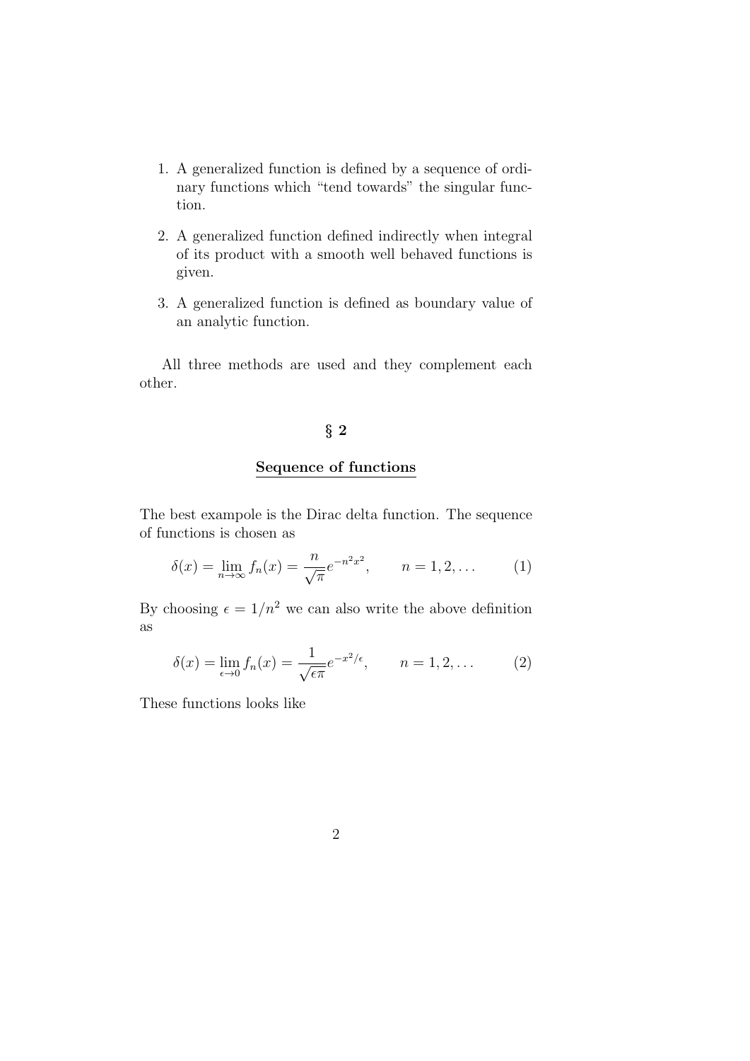1. A generalized function is defined by a sequence of ordinary functions which “tend towards” the singular function.

2. A generalized function defined indirectly when integral of its product with a smooth well behaved functions is given.

3. A generalized function is defined as boundary value of an analytic function.

All three methods are used and they complement each other.

## § 2

### Sequence of functions

The best exampole is the Dirac delta function. The sequence of functions is chosen as

$$\delta(x) = \lim_{n\to\infty} f_n(x) = \frac{n}{\sqrt{\pi}} e^{-n^2x^2}, \qquad n = 1, 2, \ldots \tag{1}$$

By choosing $\epsilon = 1/n^2$ we can also write the above definition as

$$\delta(x) = \lim_{\epsilon\to 0} f_n(x) = \frac{1}{\sqrt{\epsilon\pi}} e^{-x^2/\epsilon}, \qquad n = 1, 2, \ldots \tag{2}$$

These functions looks like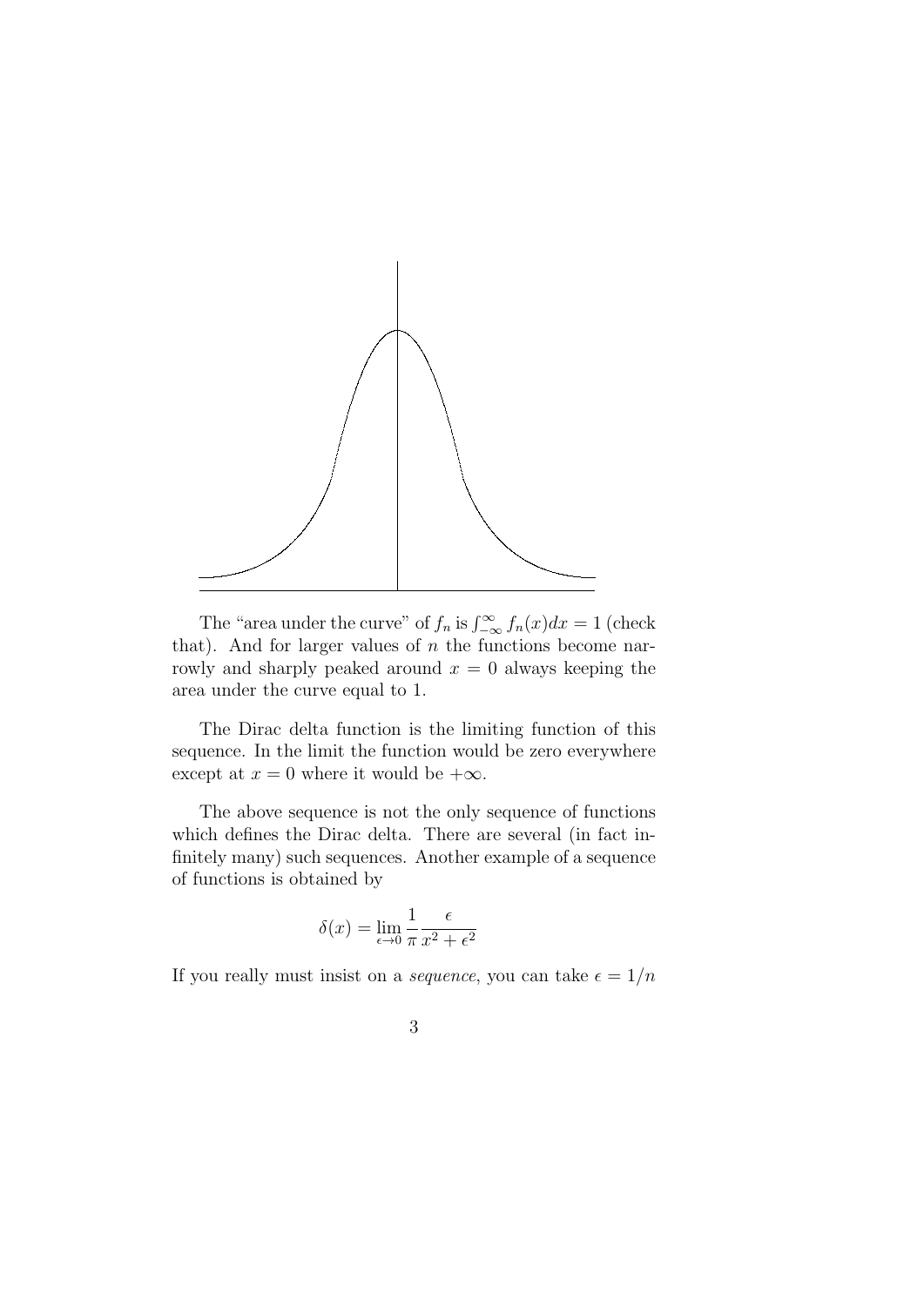The "area under the curve" of $f_n$ is $\int_{-\infty}^{\infty} f_n(x)dx = 1$ (check that). And for larger values of $n$ the functions become narrowly and sharply peaked around $x = 0$ always keeping the area under the curve equal to 1.

The Dirac delta function is the limiting function of this sequence. In the limit the function would be zero everywhere except at $x = 0$ where it would be $+\infty$.

The above sequence is not the only sequence of functions which defines the Dirac delta. There are several (in fact infinitely many) such sequences. Another example of a sequence of functions is obtained by

$$\delta(x) = \lim_{\epsilon \to 0} \frac{1}{\pi} \frac{\epsilon}{x^2 + \epsilon^2}$$

If you really must insist on a *sequence*, you can take $\epsilon = 1/n$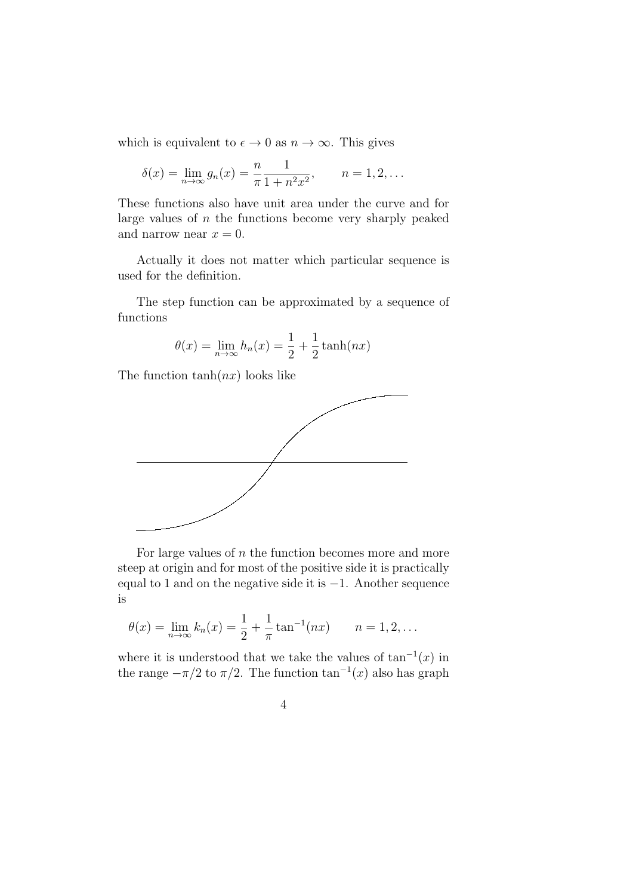which is equivalent to $\epsilon \to 0$ as $n \to \infty$. This gives

$$\delta(x) = \lim_{n\to\infty} g_n(x) = \frac{n}{\pi}\frac{1}{1+n^2x^2}, \qquad n = 1, 2, \ldots$$

These functions also have unit area under the curve and for large values of $n$ the functions become very sharply peaked and narrow near $x = 0$.

Actually it does not matter which particular sequence is used for the definition.

The step function can be approximated by a sequence of functions

$$\theta(x) = \lim_{n\to\infty} h_n(x) = \frac{1}{2} + \frac{1}{2}\tanh(nx)$$

The function $\tanh(nx)$ looks like

For large values of $n$ the function becomes more and more steep at origin and for most of the positive side it is practically equal to 1 and on the negative side it is $-1$. Another sequence is

$$\theta(x) = \lim_{n\to\infty} k_n(x) = \frac{1}{2} + \frac{1}{\pi}\tan^{-1}(nx) \qquad n = 1, 2, \ldots$$

where it is understood that we take the values of $\tan^{-1}(x)$ in the range $-\pi/2$ to $\pi/2$. The function $\tan^{-1}(x)$ also has graph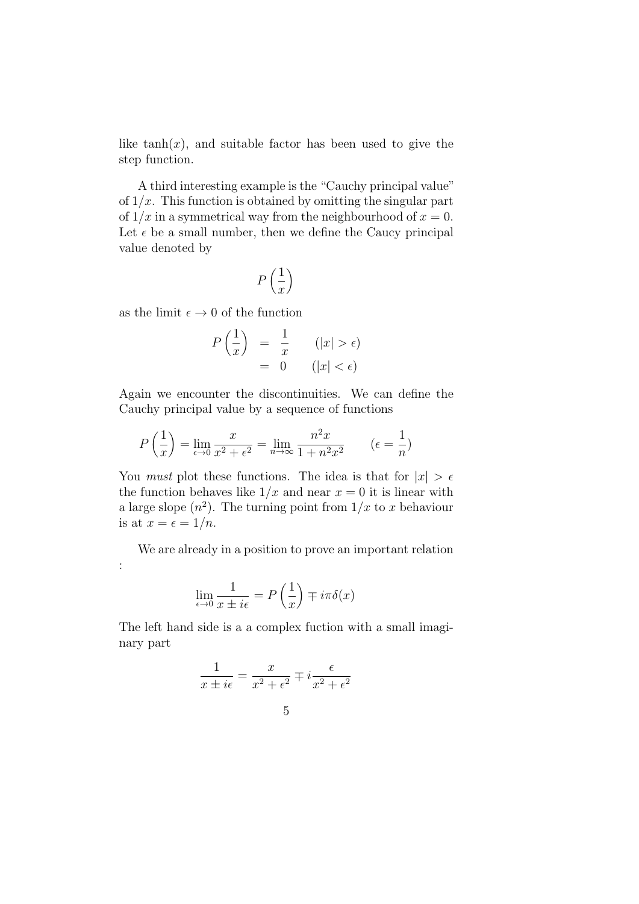like $\tanh(x)$, and suitable factor has been used to give the step function.

A third interesting example is the "Cauchy principal value" of $1/x$. This function is obtained by omitting the singular part of $1/x$ in a symmetrical way from the neighbourhood of $x = 0$. Let $\epsilon$ be a small number, then we define the Caucy principal value denoted by

$$P\left(\frac{1}{x}\right)$$

as the limit $\epsilon \to 0$ of the function

$$\begin{aligned} P\left(\frac{1}{x}\right) &= \frac{1}{x} \qquad (|x| > \epsilon) \\ &= 0 \qquad (|x| < \epsilon) \end{aligned}$$

Again we encounter the discontinuities. We can define the Cauchy principal value by a sequence of functions

$$P\left(\frac{1}{x}\right) = \lim_{\epsilon \to 0} \frac{x}{x^2 + \epsilon^2} = \lim_{n \to \infty} \frac{n^2 x}{1 + n^2 x^2} \qquad (\epsilon = \frac{1}{n})$$

You *must* plot these functions. The idea is that for $|x| > \epsilon$ the function behaves like $1/x$ and near $x = 0$ it is linear with a large slope ($n^2$). The turning point from $1/x$ to $x$ behaviour is at $x = \epsilon = 1/n$.

We are already in a position to prove an important relation :

$$\lim_{\epsilon \to 0} \frac{1}{x \pm i\epsilon} = P\left(\frac{1}{x}\right) \mp i\pi\delta(x)$$

The left hand side is a a complex fuction with a small imaginary part

$$\frac{1}{x \pm i\epsilon} = \frac{x}{x^2 + \epsilon^2} \mp i\frac{\epsilon}{x^2 + \epsilon^2}$$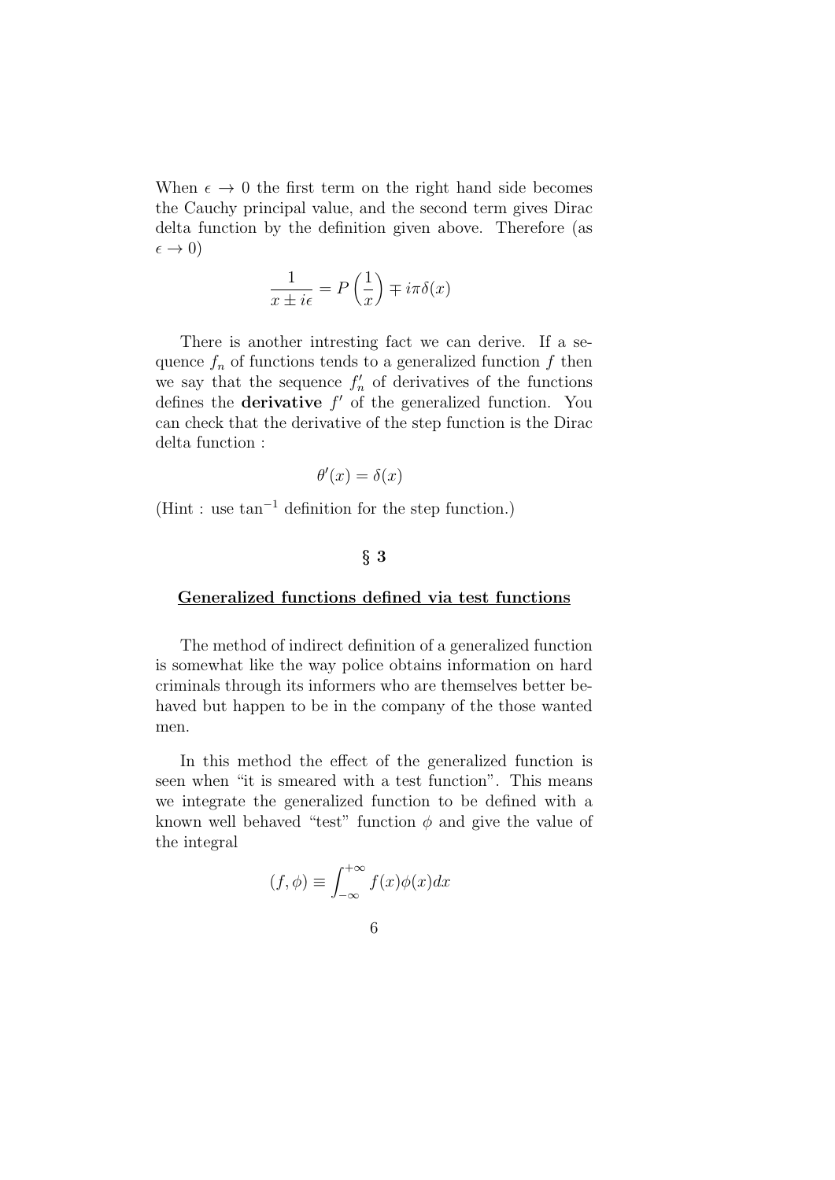When $\epsilon \to 0$ the first term on the right hand side becomes the Cauchy principal value, and the second term gives Dirac delta function by the definition given above. Therefore (as $\epsilon \to 0$)

$$\frac{1}{x \pm i\epsilon} = P\left(\frac{1}{x}\right) \mp i\pi\delta(x)$$

There is another intresting fact we can derive. If a sequence $f_n$ of functions tends to a generalized function $f$ then we say that the sequence $f_n'$ of derivatives of the functions defines the **derivative** $f'$ of the generalized function. You can check that the derivative of the step function is the Dirac delta function :

$$\theta'(x) = \delta(x)$$

(Hint : use $\tan^{-1}$ definition for the step function.)

## § 3

### Generalized functions defined via test functions

The method of indirect definition of a generalized function is somewhat like the way police obtains information on hard criminals through its informers who are themselves better behaved but happen to be in the company of the those wanted men.

In this method the effect of the generalized function is seen when "it is smeared with a test function". This means we integrate the generalized function to be defined with a known well behaved "test" function $\phi$ and give the value of the integral

$$(f, \phi) \equiv \int_{-\infty}^{+\infty} f(x)\phi(x)dx$$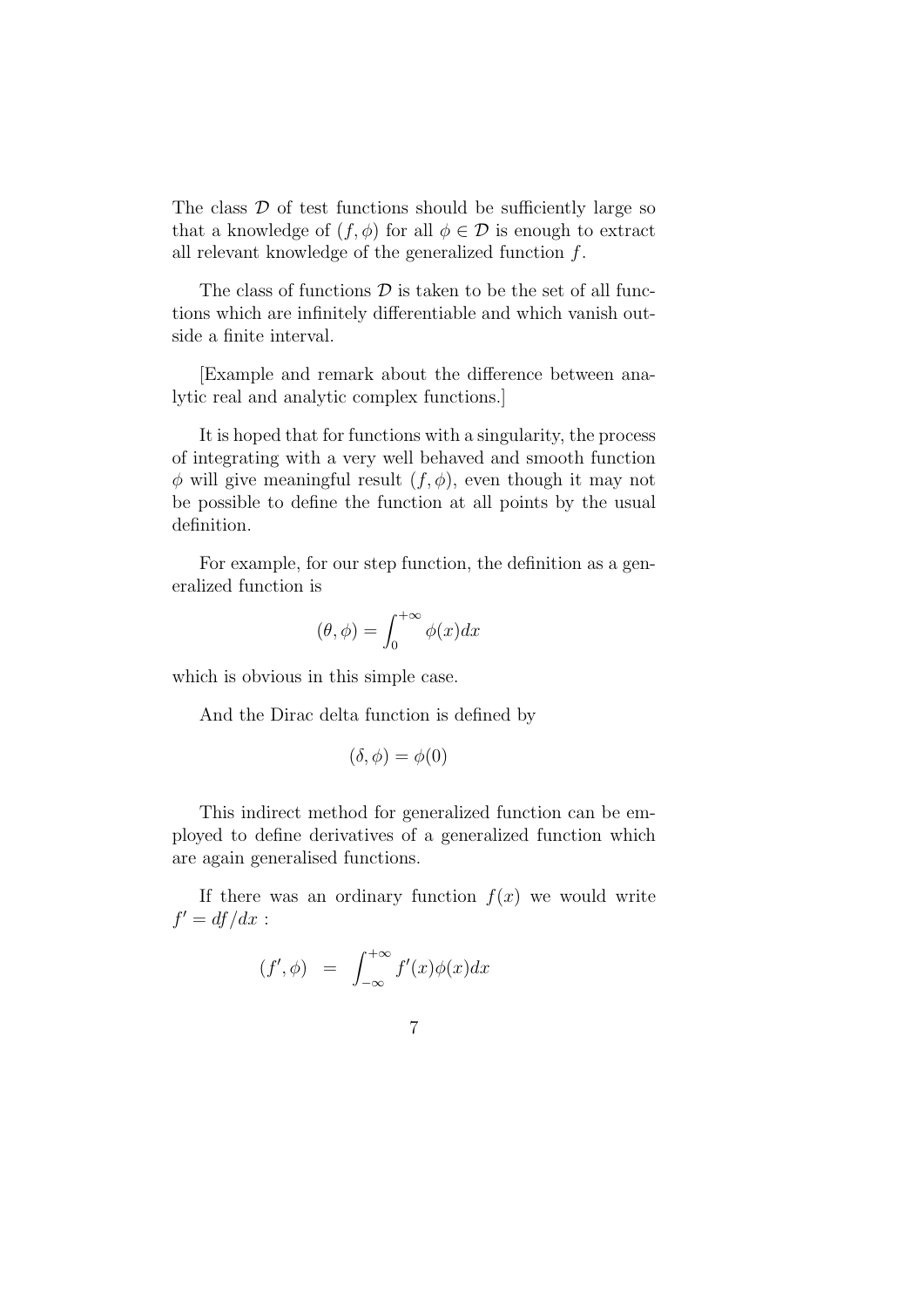The class $\mathcal{D}$ of test functions should be sufficiently large so that a knowledge of $(f, \phi)$ for all $\phi \in \mathcal{D}$ is enough to extract all relevant knowledge of the generalized function $f$.

The class of functions $\mathcal{D}$ is taken to be the set of all functions which are infinitely differentiable and which vanish outside a finite interval.

[Example and remark about the difference between analytic real and analytic complex functions.]

It is hoped that for functions with a singularity, the process of integrating with a very well behaved and smooth function $\phi$ will give meaningful result $(f, \phi)$, even though it may not be possible to define the function at all points by the usual definition.

For example, for our step function, the definition as a generalized function is

$$(\theta, \phi) = \int_0^{+\infty} \phi(x)dx$$

which is obvious in this simple case.

And the Dirac delta function is defined by

$$(\delta, \phi) = \phi(0)$$

This indirect method for generalized function can be employed to define derivatives of a generalized function which are again generalised functions.

If there was an ordinary function $f(x)$ we would write $f' = df/dx$ :

$$(f', \phi) = \int_{-\infty}^{+\infty} f'(x)\phi(x)dx$$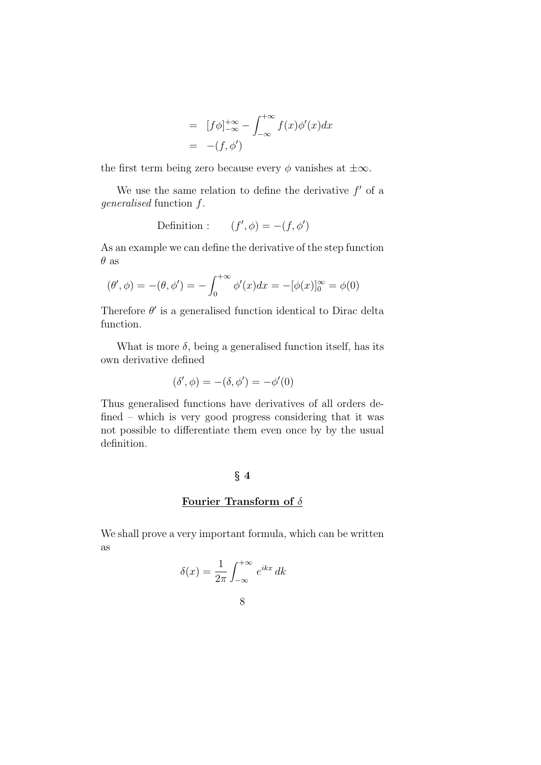$$
\begin{aligned}
&= [f\phi]_{-\infty}^{+\infty} - \int_{-\infty}^{+\infty} f(x)\phi'(x)dx \\
&= -(f, \phi')
\end{aligned}
$$

the first term being zero because every $\phi$ vanishes at $\pm\infty$.

We use the same relation to define the derivative $f'$ of a *generalised* function $f$.

$$
\text{Definition :} \qquad (f', \phi) = -(f, \phi')
$$

As an example we can define the derivative of the step function $\theta$ as

$$
(\theta', \phi) = -(\theta, \phi') = -\int_0^{+\infty} \phi'(x)dx = -[\phi(x)]_0^{\infty} = \phi(0)
$$

Therefore $\theta'$ is a generalised function identical to Dirac delta function.

What is more $\delta$, being a generalised function itself, has its own derivative defined

$$
(\delta', \phi) = -(\delta, \phi') = -\phi'(0)
$$

Thus generalised functions have derivatives of all orders defined – which is very good progress considering that it was not possible to differentiate them even once by by the usual definition.

## § 4

## Fourier Transform of $\delta$

We shall prove a very important formula, which can be written as

$$
\delta(x) = \frac{1}{2\pi} \int_{-\infty}^{+\infty} e^{ikx}\, dk
$$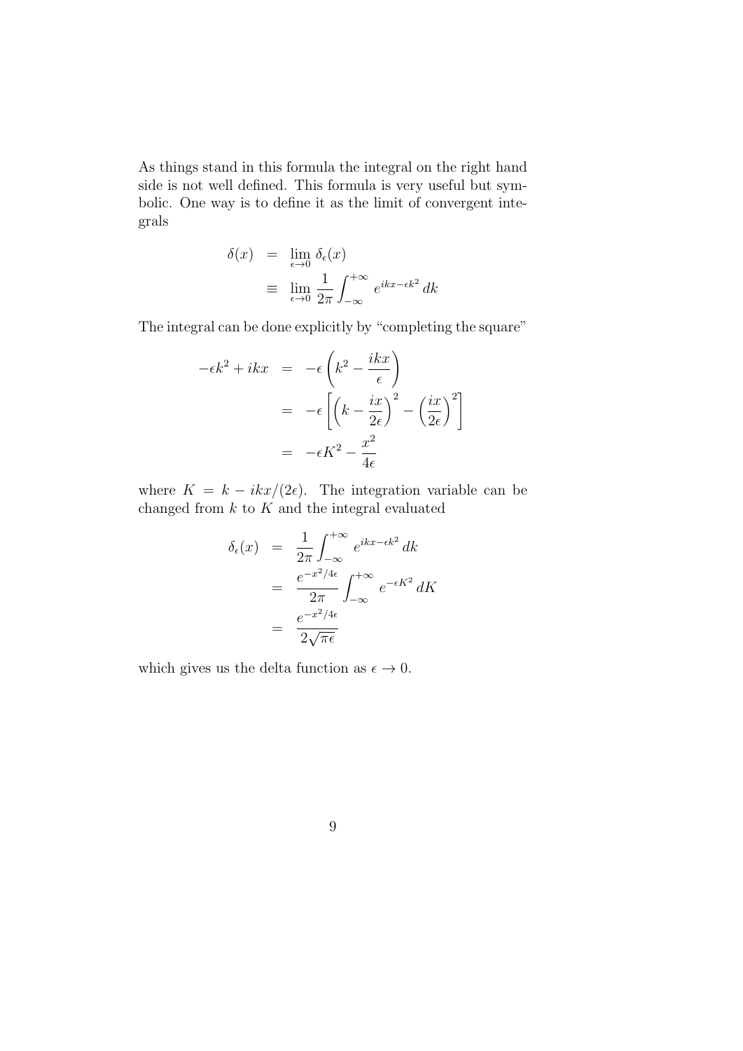As things stand in this formula the integral on the right hand side is not well defined. This formula is very useful but symbolic. One way is to define it as the limit of convergent integrals

$$
\begin{aligned}
\delta(x) &= \lim_{\epsilon \to 0} \delta_\epsilon(x) \\
&\equiv \lim_{\epsilon \to 0} \frac{1}{2\pi} \int_{-\infty}^{+\infty} e^{ikx - \epsilon k^2} \, dk
\end{aligned}
$$

The integral can be done explicitly by "completing the square"

$$
\begin{aligned}
-\epsilon k^2 + ikx &= -\epsilon \left( k^2 - \frac{ikx}{\epsilon} \right) \\
&= -\epsilon \left[ \left( k - \frac{ix}{2\epsilon} \right)^2 - \left( \frac{ix}{2\epsilon} \right)^2 \right] \\
&= -\epsilon K^2 - \frac{x^2}{4\epsilon}
\end{aligned}
$$

where $K = k - ikx/(2\epsilon)$. The integration variable can be changed from $k$ to $K$ and the integral evaluated

$$
\begin{aligned}
\delta_\epsilon(x) &= \frac{1}{2\pi} \int_{-\infty}^{+\infty} e^{ikx - \epsilon k^2} \, dk \\
&= \frac{e^{-x^2/4\epsilon}}{2\pi} \int_{-\infty}^{+\infty} e^{-\epsilon K^2} \, dK \\
&= \frac{e^{-x^2/4\epsilon}}{2\sqrt{\pi \epsilon}}
\end{aligned}
$$

which gives us the delta function as $\epsilon \to 0$.